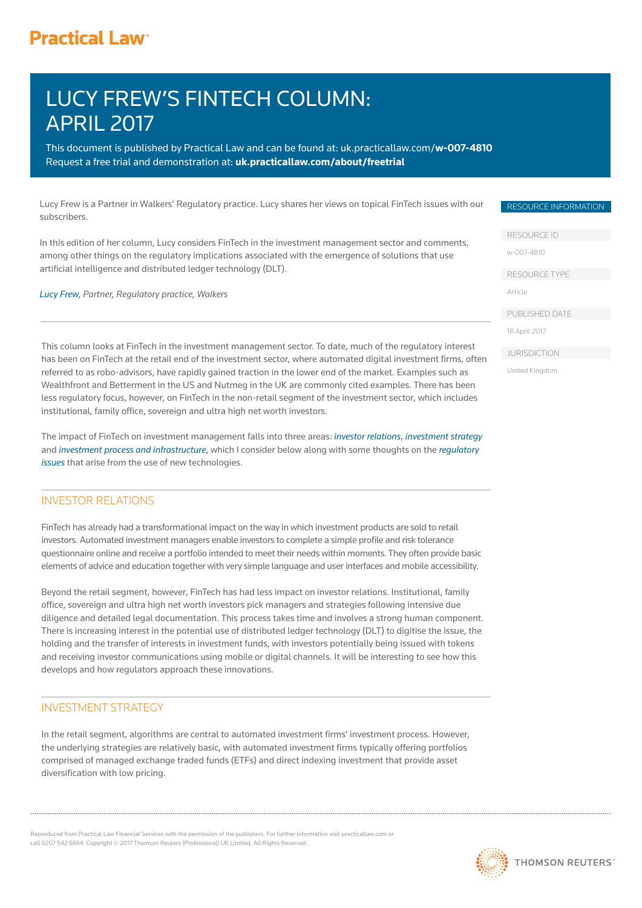# LUCY FREW'S FINTECH COLUMN: APRIL 2017

This document is published by Practical Law and can be found at: uk.practicallaw.com/**w-007-4810**
Request a free trial and demonstration at: **uk.practicallaw.com/about/freetrial**

RESOURCE INFORMATION

RESOURCE ID

w-007-4810

RESOURCE TYPE

Article

PUBLISHED DATE

18 April 2017

JURISDICTION

United Kingdom

Lucy Frew is a Partner in Walkers' Regulatory practice. Lucy shares her views on topical FinTech issues with our subscribers.

In this edition of her column, Lucy considers FinTech in the investment management sector and comments, among other things on the regulatory implications associated with the emergence of solutions that use artificial intelligence and distributed ledger technology (DLT).

*Lucy Frew, Partner, Regulatory practice, Walkers*

---

This column looks at FinTech in the investment management sector. To date, much of the regulatory interest has been on FinTech at the retail end of the investment sector, where automated digital investment firms, often referred to as robo-advisors, have rapidly gained traction in the lower end of the market. Examples such as Wealthfront and Betterment in the US and Nutmeg in the UK are commonly cited examples. There has been less regulatory focus, however, on FinTech in the non-retail segment of the investment sector, which includes institutional, family office, sovereign and ultra high net worth investors.

The impact of FinTech on investment management falls into three areas: *investor relations*, *investment strategy* and *investment process and infrastructure*, which I consider below along with some thoughts on the *regulatory issues* that arise from the use of new technologies.

## INVESTOR RELATIONS

FinTech has already had a transformational impact on the way in which investment products are sold to retail investors. Automated investment managers enable investors to complete a simple profile and risk tolerance questionnaire online and receive a portfolio intended to meet their needs within moments. They often provide basic elements of advice and education together with very simple language and user interfaces and mobile accessibility.

Beyond the retail segment, however, FinTech has had less impact on investor relations. Institutional, family office, sovereign and ultra high net worth investors pick managers and strategies following intensive due diligence and detailed legal documentation. This process takes time and involves a strong human component. There is increasing interest in the potential use of distributed ledger technology (DLT) to digitise the issue, the holding and the transfer of interests in investment funds, with investors potentially being issued with tokens and receiving investor communications using mobile or digital channels. It will be interesting to see how this develops and how regulators approach these innovations.

## INVESTMENT STRATEGY

In the retail segment, algorithms are central to automated investment firms' investment process. However, the underlying strategies are relatively basic, with automated investment firms typically offering portfolios comprised of managed exchange traded funds (ETFs) and direct indexing investment that provide asset diversification with low pricing.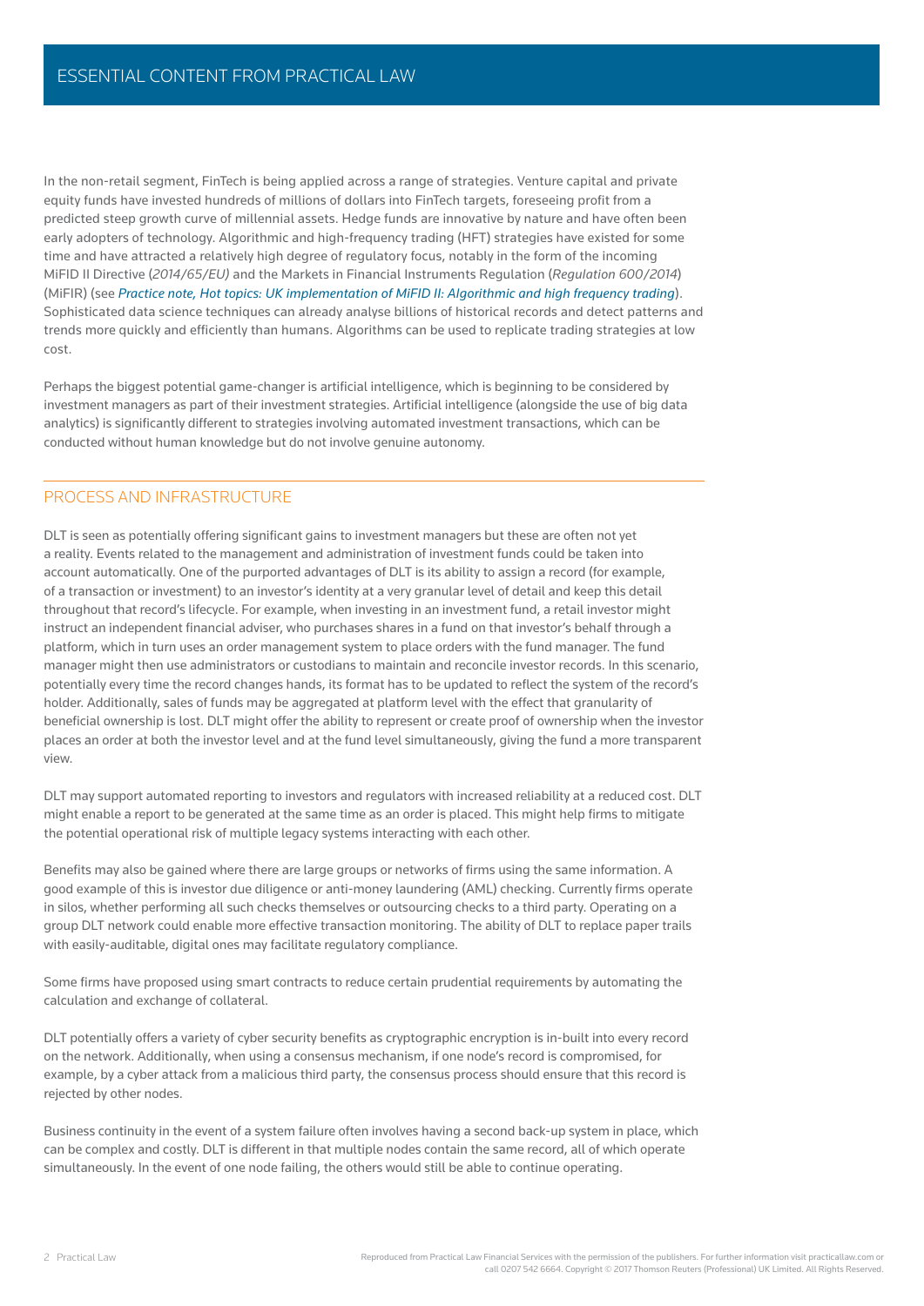In the non-retail segment, FinTech is being applied across a range of strategies. Venture capital and private equity funds have invested hundreds of millions of dollars into FinTech targets, foreseeing profit from a predicted steep growth curve of millennial assets. Hedge funds are innovative by nature and have often been early adopters of technology. Algorithmic and high-frequency trading (HFT) strategies have existed for some time and have attracted a relatively high degree of regulatory focus, notably in the form of the incoming MiFID II Directive (*2014/65/EU)* and the Markets in Financial Instruments Regulation (*Regulation 600/2014*) (MiFIR) (see *Practice note, Hot topics: UK implementation of MiFID II: Algorithmic and high frequency trading*). Sophisticated data science techniques can already analyse billions of historical records and detect patterns and trends more quickly and efficiently than humans. Algorithms can be used to replicate trading strategies at low cost.

Perhaps the biggest potential game-changer is artificial intelligence, which is beginning to be considered by investment managers as part of their investment strategies. Artificial intelligence (alongside the use of big data analytics) is significantly different to strategies involving automated investment transactions, which can be conducted without human knowledge but do not involve genuine autonomy.

## PROCESS AND INFRASTRUCTURE

DLT is seen as potentially offering significant gains to investment managers but these are often not yet a reality. Events related to the management and administration of investment funds could be taken into account automatically. One of the purported advantages of DLT is its ability to assign a record (for example, of a transaction or investment) to an investor's identity at a very granular level of detail and keep this detail throughout that record's lifecycle. For example, when investing in an investment fund, a retail investor might instruct an independent financial adviser, who purchases shares in a fund on that investor's behalf through a platform, which in turn uses an order management system to place orders with the fund manager. The fund manager might then use administrators or custodians to maintain and reconcile investor records. In this scenario, potentially every time the record changes hands, its format has to be updated to reflect the system of the record's holder. Additionally, sales of funds may be aggregated at platform level with the effect that granularity of beneficial ownership is lost. DLT might offer the ability to represent or create proof of ownership when the investor places an order at both the investor level and at the fund level simultaneously, giving the fund a more transparent view.

DLT may support automated reporting to investors and regulators with increased reliability at a reduced cost. DLT might enable a report to be generated at the same time as an order is placed. This might help firms to mitigate the potential operational risk of multiple legacy systems interacting with each other.

Benefits may also be gained where there are large groups or networks of firms using the same information. A good example of this is investor due diligence or anti-money laundering (AML) checking. Currently firms operate in silos, whether performing all such checks themselves or outsourcing checks to a third party. Operating on a group DLT network could enable more effective transaction monitoring. The ability of DLT to replace paper trails with easily-auditable, digital ones may facilitate regulatory compliance.

Some firms have proposed using smart contracts to reduce certain prudential requirements by automating the calculation and exchange of collateral.

DLT potentially offers a variety of cyber security benefits as cryptographic encryption is in-built into every record on the network. Additionally, when using a consensus mechanism, if one node's record is compromised, for example, by a cyber attack from a malicious third party, the consensus process should ensure that this record is rejected by other nodes.

Business continuity in the event of a system failure often involves having a second back-up system in place, which can be complex and costly. DLT is different in that multiple nodes contain the same record, all of which operate simultaneously. In the event of one node failing, the others would still be able to continue operating.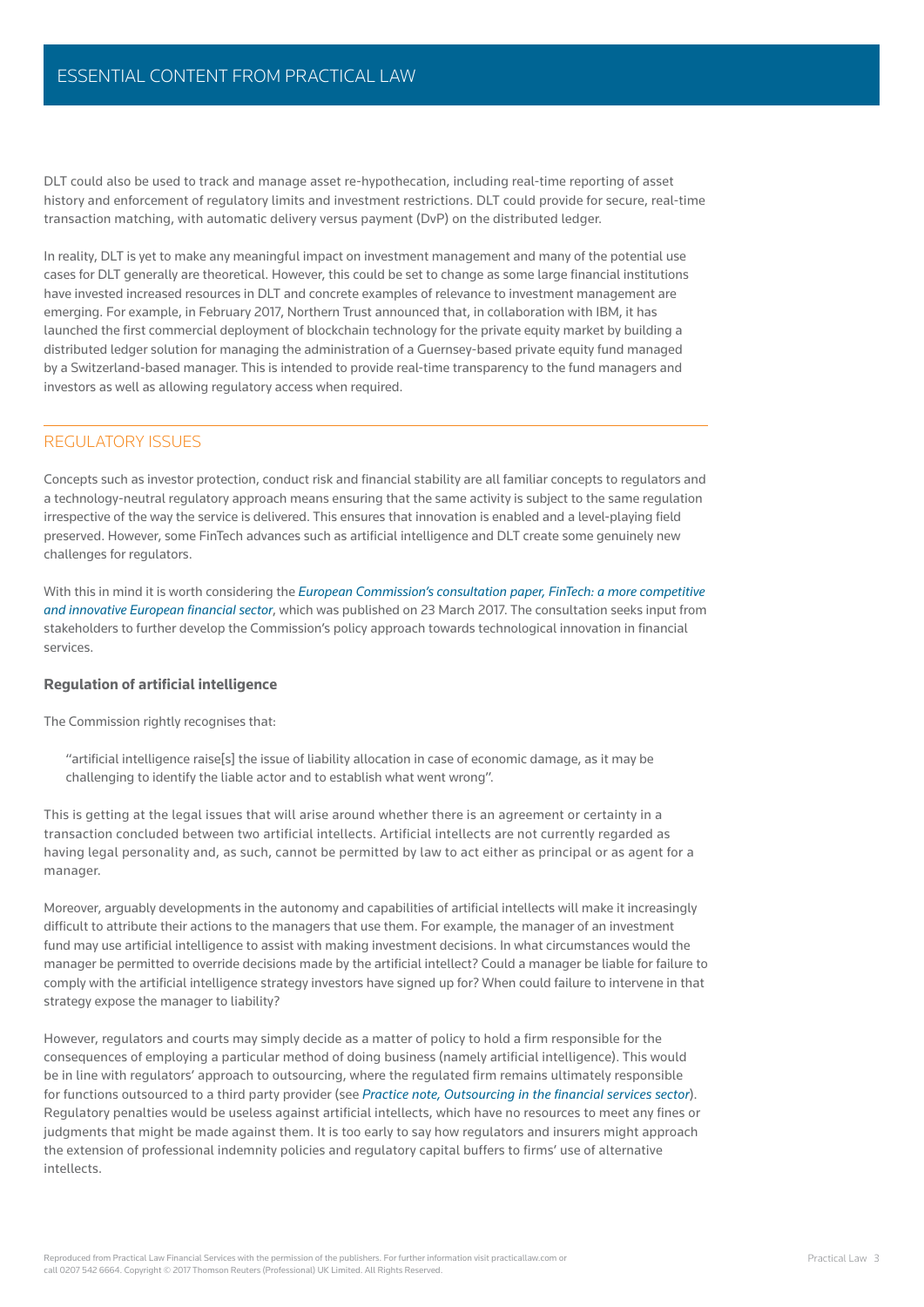DLT could also be used to track and manage asset re-hypothecation, including real-time reporting of asset history and enforcement of regulatory limits and investment restrictions. DLT could provide for secure, real-time transaction matching, with automatic delivery versus payment (DvP) on the distributed ledger.

In reality, DLT is yet to make any meaningful impact on investment management and many of the potential use cases for DLT generally are theoretical. However, this could be set to change as some large financial institutions have invested increased resources in DLT and concrete examples of relevance to investment management are emerging. For example, in February 2017, Northern Trust announced that, in collaboration with IBM, it has launched the first commercial deployment of blockchain technology for the private equity market by building a distributed ledger solution for managing the administration of a Guernsey-based private equity fund managed by a Switzerland-based manager. This is intended to provide real-time transparency to the fund managers and investors as well as allowing regulatory access when required.

## REGULATORY ISSUES

Concepts such as investor protection, conduct risk and financial stability are all familiar concepts to regulators and a technology-neutral regulatory approach means ensuring that the same activity is subject to the same regulation irrespective of the way the service is delivered. This ensures that innovation is enabled and a level-playing field preserved. However, some FinTech advances such as artificial intelligence and DLT create some genuinely new challenges for regulators.

With this in mind it is worth considering the *European Commission's consultation paper, FinTech: a more competitive and innovative European financial sector*, which was published on 23 March 2017. The consultation seeks input from stakeholders to further develop the Commission's policy approach towards technological innovation in financial services.

### Regulation of artificial intelligence

The Commission rightly recognises that:

> "artificial intelligence raise[s] the issue of liability allocation in case of economic damage, as it may be challenging to identify the liable actor and to establish what went wrong".

This is getting at the legal issues that will arise around whether there is an agreement or certainty in a transaction concluded between two artificial intellects. Artificial intellects are not currently regarded as having legal personality and, as such, cannot be permitted by law to act either as principal or as agent for a manager.

Moreover, arguably developments in the autonomy and capabilities of artificial intellects will make it increasingly difficult to attribute their actions to the managers that use them. For example, the manager of an investment fund may use artificial intelligence to assist with making investment decisions. In what circumstances would the manager be permitted to override decisions made by the artificial intellect? Could a manager be liable for failure to comply with the artificial intelligence strategy investors have signed up for? When could failure to intervene in that strategy expose the manager to liability?

However, regulators and courts may simply decide as a matter of policy to hold a firm responsible for the consequences of employing a particular method of doing business (namely artificial intelligence). This would be in line with regulators' approach to outsourcing, where the regulated firm remains ultimately responsible for functions outsourced to a third party provider (see *Practice note, Outsourcing in the financial services sector*). Regulatory penalties would be useless against artificial intellects, which have no resources to meet any fines or judgments that might be made against them. It is too early to say how regulators and insurers might approach the extension of professional indemnity policies and regulatory capital buffers to firms' use of alternative intellects.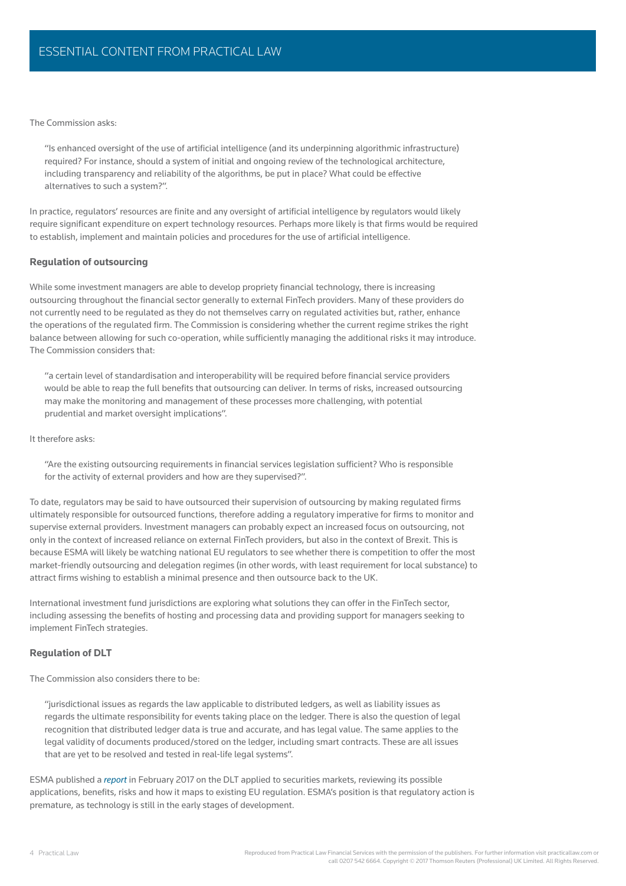The Commission asks:

> "Is enhanced oversight of the use of artificial intelligence (and its underpinning algorithmic infrastructure) required? For instance, should a system of initial and ongoing review of the technological architecture, including transparency and reliability of the algorithms, be put in place? What could be effective alternatives to such a system?".

In practice, regulators' resources are finite and any oversight of artificial intelligence by regulators would likely require significant expenditure on expert technology resources. Perhaps more likely is that firms would be required to establish, implement and maintain policies and procedures for the use of artificial intelligence.

### Regulation of outsourcing

While some investment managers are able to develop propriety financial technology, there is increasing outsourcing throughout the financial sector generally to external FinTech providers. Many of these providers do not currently need to be regulated as they do not themselves carry on regulated activities but, rather, enhance the operations of the regulated firm. The Commission is considering whether the current regime strikes the right balance between allowing for such co-operation, while sufficiently managing the additional risks it may introduce. The Commission considers that:

> "a certain level of standardisation and interoperability will be required before financial service providers would be able to reap the full benefits that outsourcing can deliver. In terms of risks, increased outsourcing may make the monitoring and management of these processes more challenging, with potential prudential and market oversight implications".

It therefore asks:

> "Are the existing outsourcing requirements in financial services legislation sufficient? Who is responsible for the activity of external providers and how are they supervised?".

To date, regulators may be said to have outsourced their supervision of outsourcing by making regulated firms ultimately responsible for outsourced functions, therefore adding a regulatory imperative for firms to monitor and supervise external providers. Investment managers can probably expect an increased focus on outsourcing, not only in the context of increased reliance on external FinTech providers, but also in the context of Brexit. This is because ESMA will likely be watching national EU regulators to see whether there is competition to offer the most market-friendly outsourcing and delegation regimes (in other words, with least requirement for local substance) to attract firms wishing to establish a minimal presence and then outsource back to the UK.

International investment fund jurisdictions are exploring what solutions they can offer in the FinTech sector, including assessing the benefits of hosting and processing data and providing support for managers seeking to implement FinTech strategies.

### Regulation of DLT

The Commission also considers there to be:

> "jurisdictional issues as regards the law applicable to distributed ledgers, as well as liability issues as regards the ultimate responsibility for events taking place on the ledger. There is also the question of legal recognition that distributed ledger data is true and accurate, and has legal value. The same applies to the legal validity of documents produced/stored on the ledger, including smart contracts. These are all issues that are yet to be resolved and tested in real-life legal systems".

ESMA published a *report* in February 2017 on the DLT applied to securities markets, reviewing its possible applications, benefits, risks and how it maps to existing EU regulation. ESMA's position is that regulatory action is premature, as technology is still in the early stages of development.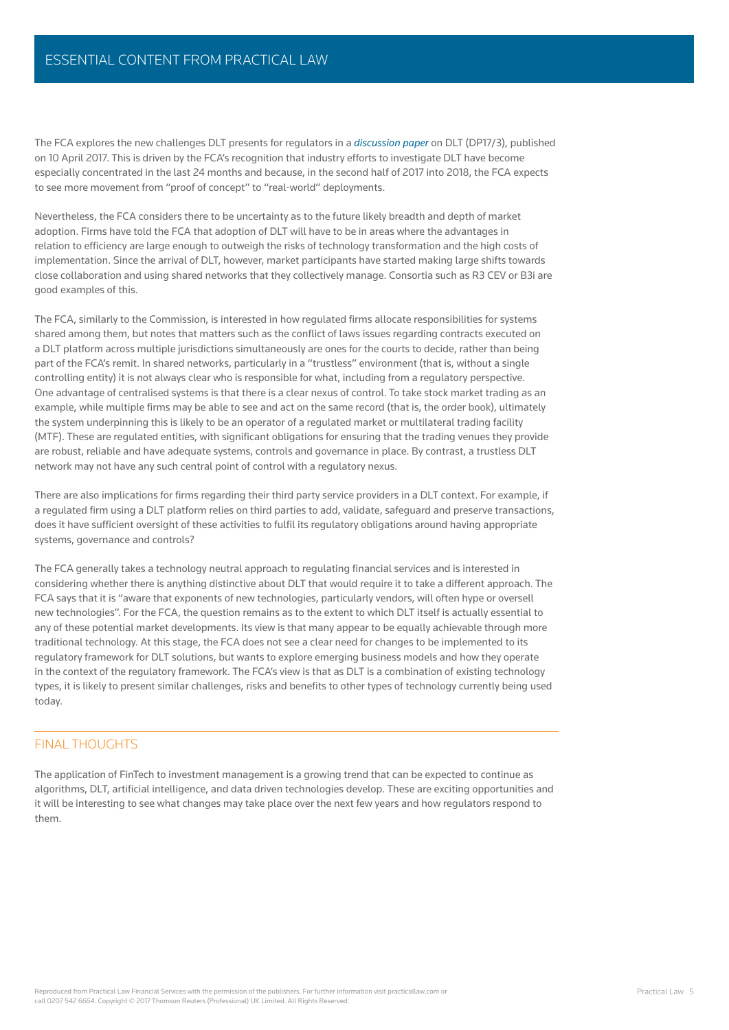The FCA explores the new challenges DLT presents for regulators in a *discussion paper* on DLT (DP17/3), published on 10 April 2017. This is driven by the FCA's recognition that industry efforts to investigate DLT have become especially concentrated in the last 24 months and because, in the second half of 2017 into 2018, the FCA expects to see more movement from "proof of concept" to "real-world" deployments.

Nevertheless, the FCA considers there to be uncertainty as to the future likely breadth and depth of market adoption. Firms have told the FCA that adoption of DLT will have to be in areas where the advantages in relation to efficiency are large enough to outweigh the risks of technology transformation and the high costs of implementation. Since the arrival of DLT, however, market participants have started making large shifts towards close collaboration and using shared networks that they collectively manage. Consortia such as R3 CEV or B3i are good examples of this.

The FCA, similarly to the Commission, is interested in how regulated firms allocate responsibilities for systems shared among them, but notes that matters such as the conflict of laws issues regarding contracts executed on a DLT platform across multiple jurisdictions simultaneously are ones for the courts to decide, rather than being part of the FCA's remit. In shared networks, particularly in a "trustless" environment (that is, without a single controlling entity) it is not always clear who is responsible for what, including from a regulatory perspective. One advantage of centralised systems is that there is a clear nexus of control. To take stock market trading as an example, while multiple firms may be able to see and act on the same record (that is, the order book), ultimately the system underpinning this is likely to be an operator of a regulated market or multilateral trading facility (MTF). These are regulated entities, with significant obligations for ensuring that the trading venues they provide are robust, reliable and have adequate systems, controls and governance in place. By contrast, a trustless DLT network may not have any such central point of control with a regulatory nexus.

There are also implications for firms regarding their third party service providers in a DLT context. For example, if a regulated firm using a DLT platform relies on third parties to add, validate, safeguard and preserve transactions, does it have sufficient oversight of these activities to fulfil its regulatory obligations around having appropriate systems, governance and controls?

The FCA generally takes a technology neutral approach to regulating financial services and is interested in considering whether there is anything distinctive about DLT that would require it to take a different approach. The FCA says that it is "aware that exponents of new technologies, particularly vendors, will often hype or oversell new technologies". For the FCA, the question remains as to the extent to which DLT itself is actually essential to any of these potential market developments. Its view is that many appear to be equally achievable through more traditional technology. At this stage, the FCA does not see a clear need for changes to be implemented to its regulatory framework for DLT solutions, but wants to explore emerging business models and how they operate in the context of the regulatory framework. The FCA's view is that as DLT is a combination of existing technology types, it is likely to present similar challenges, risks and benefits to other types of technology currently being used today.

## FINAL THOUGHTS

The application of FinTech to investment management is a growing trend that can be expected to continue as algorithms, DLT, artificial intelligence, and data driven technologies develop. These are exciting opportunities and it will be interesting to see what changes may take place over the next few years and how regulators respond to them.